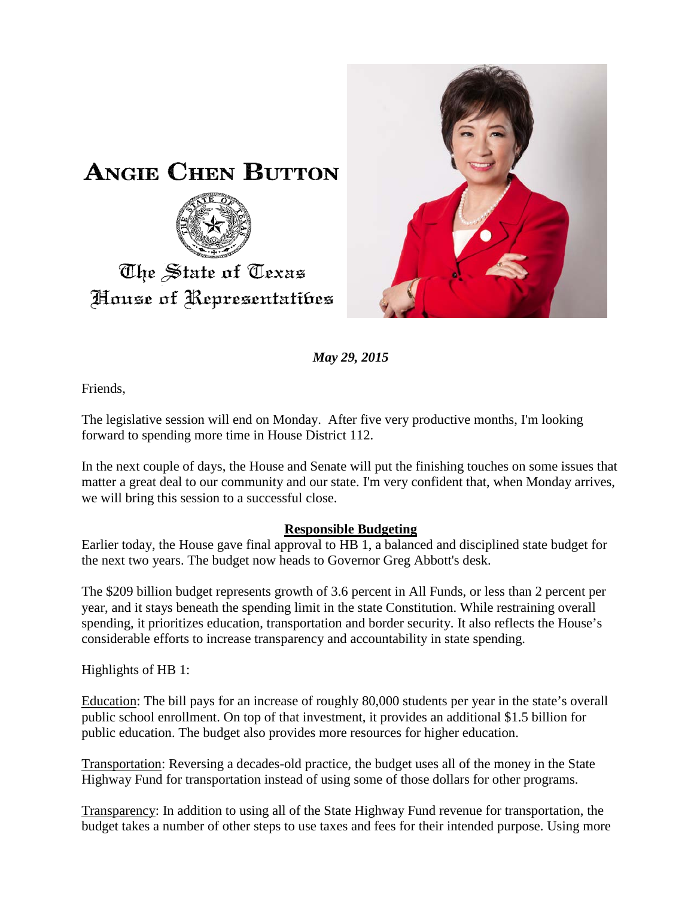# ANGIE CHEN BUTTON

The State of Texas
House of Representatives

***May 29, 2015***

Friends,

The legislative session will end on Monday. After five very productive months, I'm looking forward to spending more time in House District 112.

In the next couple of days, the House and Senate will put the finishing touches on some issues that matter a great deal to our community and our state. I'm very confident that, when Monday arrives, we will bring this session to a successful close.

## Responsible Budgeting

Earlier today, the House gave final approval to HB 1, a balanced and disciplined state budget for the next two years. The budget now heads to Governor Greg Abbott's desk.

The $209 billion budget represents growth of 3.6 percent in All Funds, or less than 2 percent per year, and it stays beneath the spending limit in the state Constitution. While restraining overall spending, it prioritizes education, transportation and border security. It also reflects the House's considerable efforts to increase transparency and accountability in state spending.

Highlights of HB 1:

Education: The bill pays for an increase of roughly 80,000 students per year in the state's overall public school enrollment. On top of that investment, it provides an additional $1.5 billion for public education. The budget also provides more resources for higher education.

Transportation: Reversing a decades-old practice, the budget uses all of the money in the State Highway Fund for transportation instead of using some of those dollars for other programs.

Transparency: In addition to using all of the State Highway Fund revenue for transportation, the budget takes a number of other steps to use taxes and fees for their intended purpose. Using more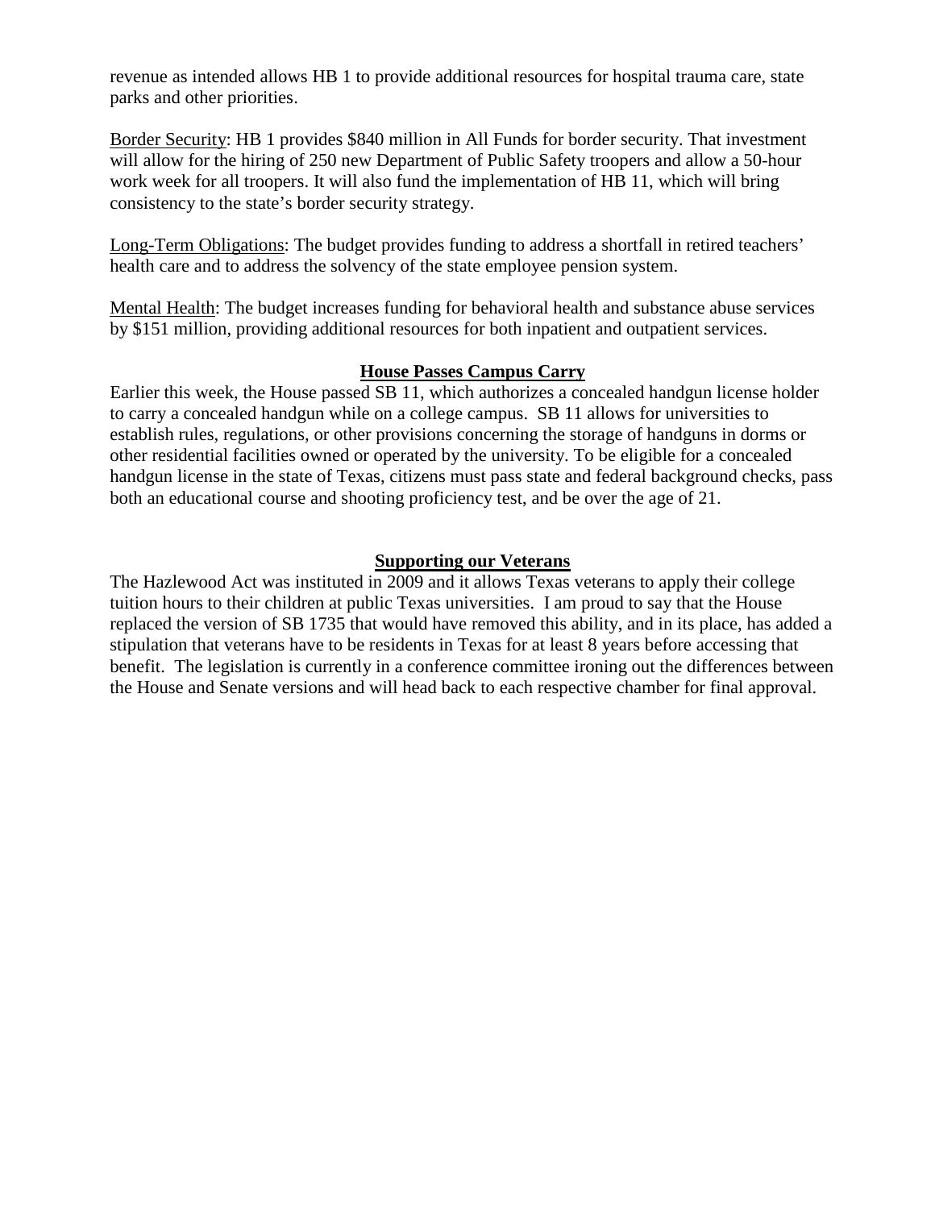revenue as intended allows HB 1 to provide additional resources for hospital trauma care, state parks and other priorities.

<u>Border Security</u>: HB 1 provides $840 million in All Funds for border security. That investment will allow for the hiring of 250 new Department of Public Safety troopers and allow a 50-hour work week for all troopers. It will also fund the implementation of HB 11, which will bring consistency to the state's border security strategy.

<u>Long-Term Obligations</u>: The budget provides funding to address a shortfall in retired teachers' health care and to address the solvency of the state employee pension system.

<u>Mental Health</u>: The budget increases funding for behavioral health and substance abuse services by $151 million, providing additional resources for both inpatient and outpatient services.

## House Passes Campus Carry

Earlier this week, the House passed SB 11, which authorizes a concealed handgun license holder to carry a concealed handgun while on a college campus. SB 11 allows for universities to establish rules, regulations, or other provisions concerning the storage of handguns in dorms or other residential facilities owned or operated by the university. To be eligible for a concealed handgun license in the state of Texas, citizens must pass state and federal background checks, pass both an educational course and shooting proficiency test, and be over the age of 21.

## Supporting our Veterans

The Hazlewood Act was instituted in 2009 and it allows Texas veterans to apply their college tuition hours to their children at public Texas universities. I am proud to say that the House replaced the version of SB 1735 that would have removed this ability, and in its place, has added a stipulation that veterans have to be residents in Texas for at least 8 years before accessing that benefit. The legislation is currently in a conference committee ironing out the differences between the House and Senate versions and will head back to each respective chamber for final approval.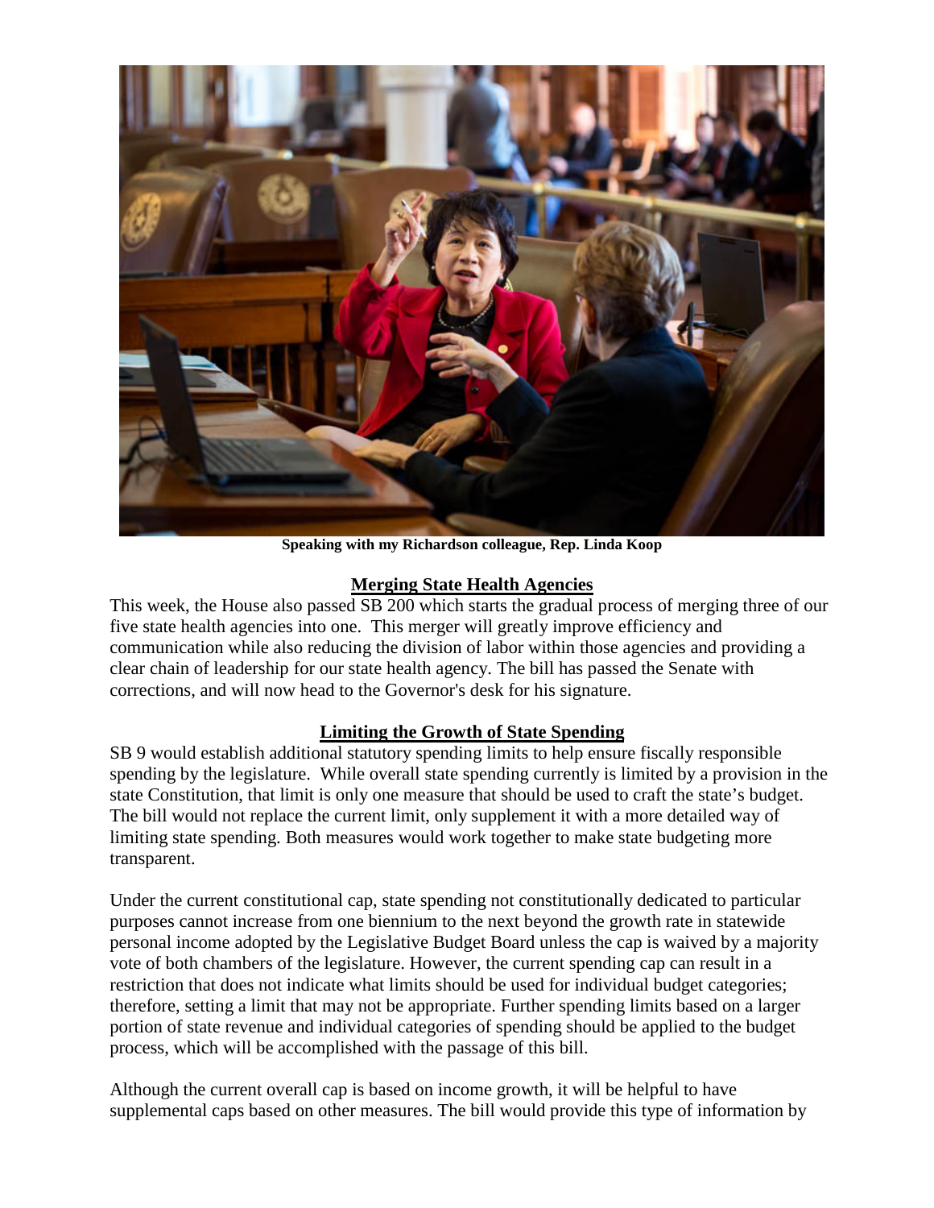Speaking with my Richardson colleague, Rep. Linda Koop

## Merging State Health Agencies

This week, the House also passed SB 200 which starts the gradual process of merging three of our five state health agencies into one. This merger will greatly improve efficiency and communication while also reducing the division of labor within those agencies and providing a clear chain of leadership for our state health agency. The bill has passed the Senate with corrections, and will now head to the Governor's desk for his signature.

## Limiting the Growth of State Spending

SB 9 would establish additional statutory spending limits to help ensure fiscally responsible spending by the legislature. While overall state spending currently is limited by a provision in the state Constitution, that limit is only one measure that should be used to craft the state's budget. The bill would not replace the current limit, only supplement it with a more detailed way of limiting state spending. Both measures would work together to make state budgeting more transparent.

Under the current constitutional cap, state spending not constitutionally dedicated to particular purposes cannot increase from one biennium to the next beyond the growth rate in statewide personal income adopted by the Legislative Budget Board unless the cap is waived by a majority vote of both chambers of the legislature. However, the current spending cap can result in a restriction that does not indicate what limits should be used for individual budget categories; therefore, setting a limit that may not be appropriate. Further spending limits based on a larger portion of state revenue and individual categories of spending should be applied to the budget process, which will be accomplished with the passage of this bill.

Although the current overall cap is based on income growth, it will be helpful to have supplemental caps based on other measures. The bill would provide this type of information by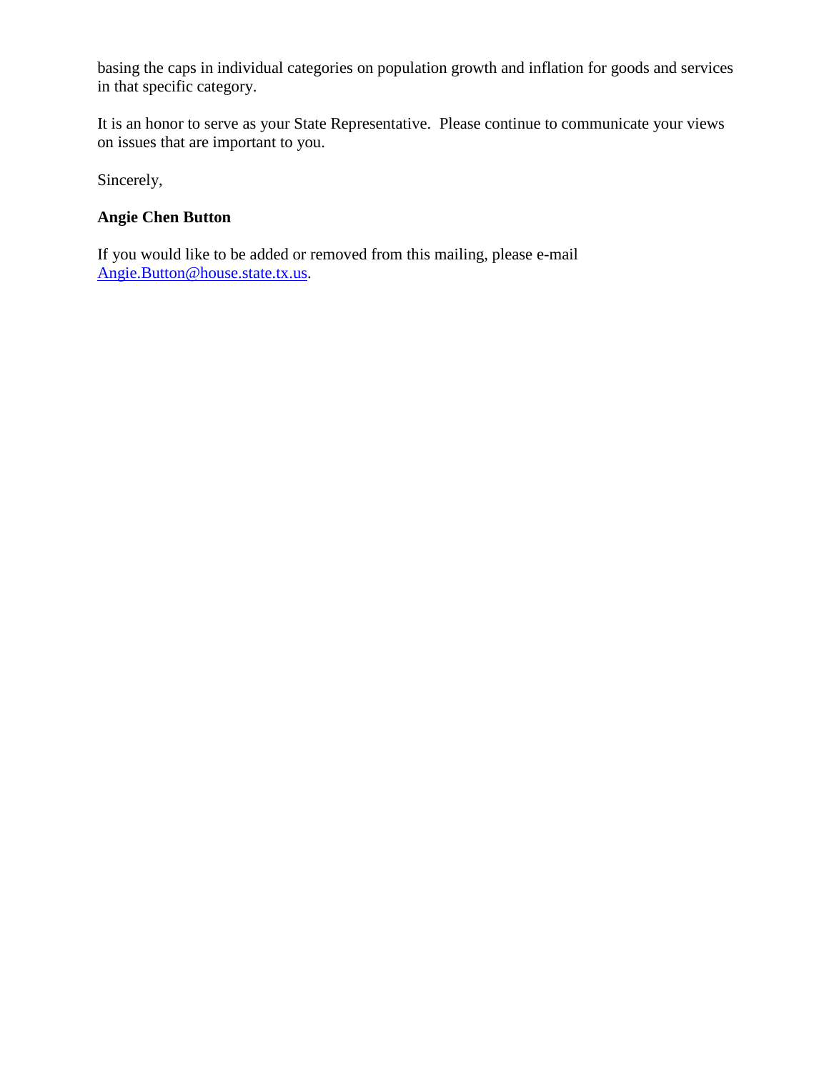basing the caps in individual categories on population growth and inflation for goods and services in that specific category.

It is an honor to serve as your State Representative. Please continue to communicate your views on issues that are important to you.

Sincerely,

**Angie Chen Button**

If you would like to be added or removed from this mailing, please e-mail [Angie.Button@house.state.tx.us](mailto:Angie.Button@house.state.tx.us).